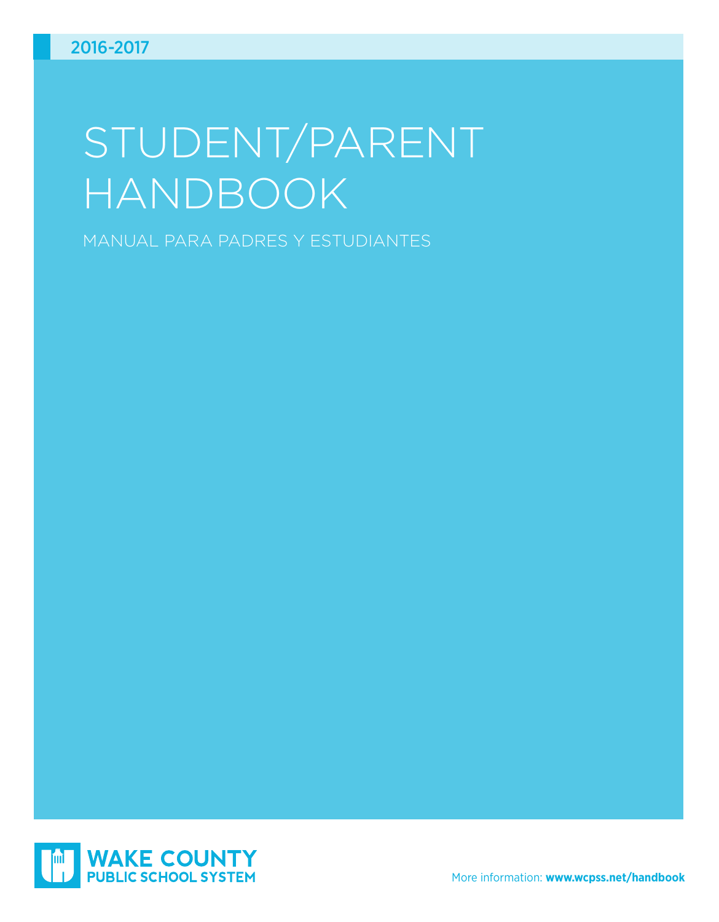2016-2017

# STUDENT/PARENT HANDBOOK

## MANUAL PARA PADRES Y ESTUDIANTES

**WAKE COUNTY**
**PUBLIC SCHOOL SYSTEM**

More information: **www.wcpss.net/handbook**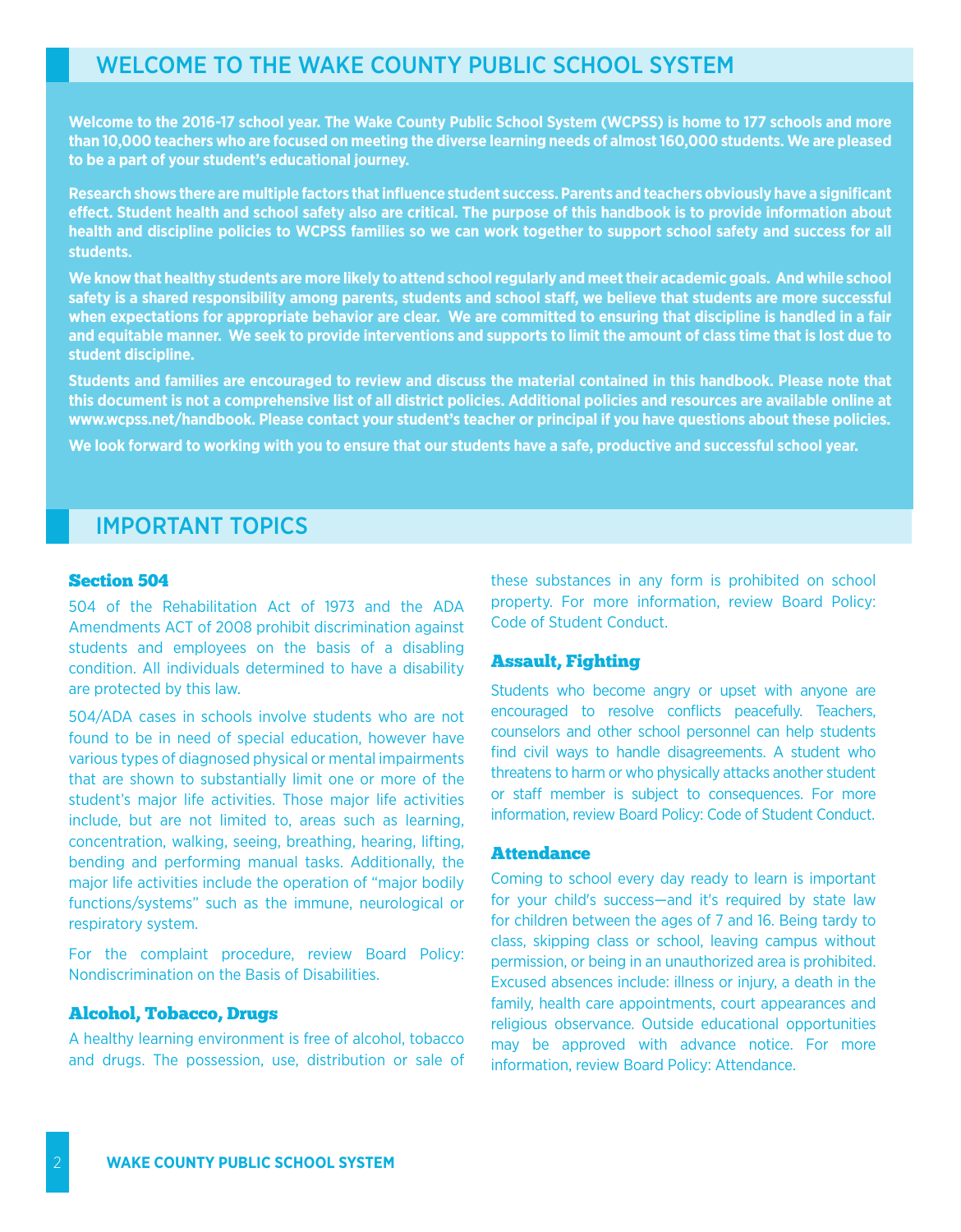## WELCOME TO THE WAKE COUNTY PUBLIC SCHOOL SYSTEM

**Welcome to the 2016-17 school year. The Wake County Public School System (WCPSS) is home to 177 schools and more than 10,000 teachers who are focused on meeting the diverse learning needs of almost 160,000 students. We are pleased to be a part of your student's educational journey.**

**Research shows there are multiple factors that influence student success. Parents and teachers obviously have a significant effect. Student health and school safety also are critical. The purpose of this handbook is to provide information about health and discipline policies to WCPSS families so we can work together to support school safety and success for all students.**

**We know that healthy students are more likely to attend school regularly and meet their academic goals. And while school safety is a shared responsibility among parents, students and school staff, we believe that students are more successful when expectations for appropriate behavior are clear. We are committed to ensuring that discipline is handled in a fair and equitable manner. We seek to provide interventions and supports to limit the amount of class time that is lost due to student discipline.**

**Students and families are encouraged to review and discuss the material contained in this handbook. Please note that this document is not a comprehensive list of all district policies. Additional policies and resources are available online at www.wcpss.net/handbook. Please contact your student's teacher or principal if you have questions about these policies.**

**We look forward to working with you to ensure that our students have a safe, productive and successful school year.**

## IMPORTANT TOPICS

### Section 504

504 of the Rehabilitation Act of 1973 and the ADA Amendments ACT of 2008 prohibit discrimination against students and employees on the basis of a disabling condition. All individuals determined to have a disability are protected by this law.

504/ADA cases in schools involve students who are not found to be in need of special education, however have various types of diagnosed physical or mental impairments that are shown to substantially limit one or more of the student's major life activities. Those major life activities include, but are not limited to, areas such as learning, concentration, walking, seeing, breathing, hearing, lifting, bending and performing manual tasks. Additionally, the major life activities include the operation of "major bodily functions/systems" such as the immune, neurological or respiratory system.

For the complaint procedure, review Board Policy: Nondiscrimination on the Basis of Disabilities.

### Alcohol, Tobacco, Drugs

A healthy learning environment is free of alcohol, tobacco and drugs. The possession, use, distribution or sale of these substances in any form is prohibited on school property. For more information, review Board Policy: Code of Student Conduct.

### Assault, Fighting

Students who become angry or upset with anyone are encouraged to resolve conflicts peacefully. Teachers, counselors and other school personnel can help students find civil ways to handle disagreements. A student who threatens to harm or who physically attacks another student or staff member is subject to consequences. For more information, review Board Policy: Code of Student Conduct.

### Attendance

Coming to school every day ready to learn is important for your child's success—and it's required by state law for children between the ages of 7 and 16. Being tardy to class, skipping class or school, leaving campus without permission, or being in an unauthorized area is prohibited. Excused absences include: illness or injury, a death in the family, health care appointments, court appearances and religious observance. Outside educational opportunities may be approved with advance notice. For more information, review Board Policy: Attendance.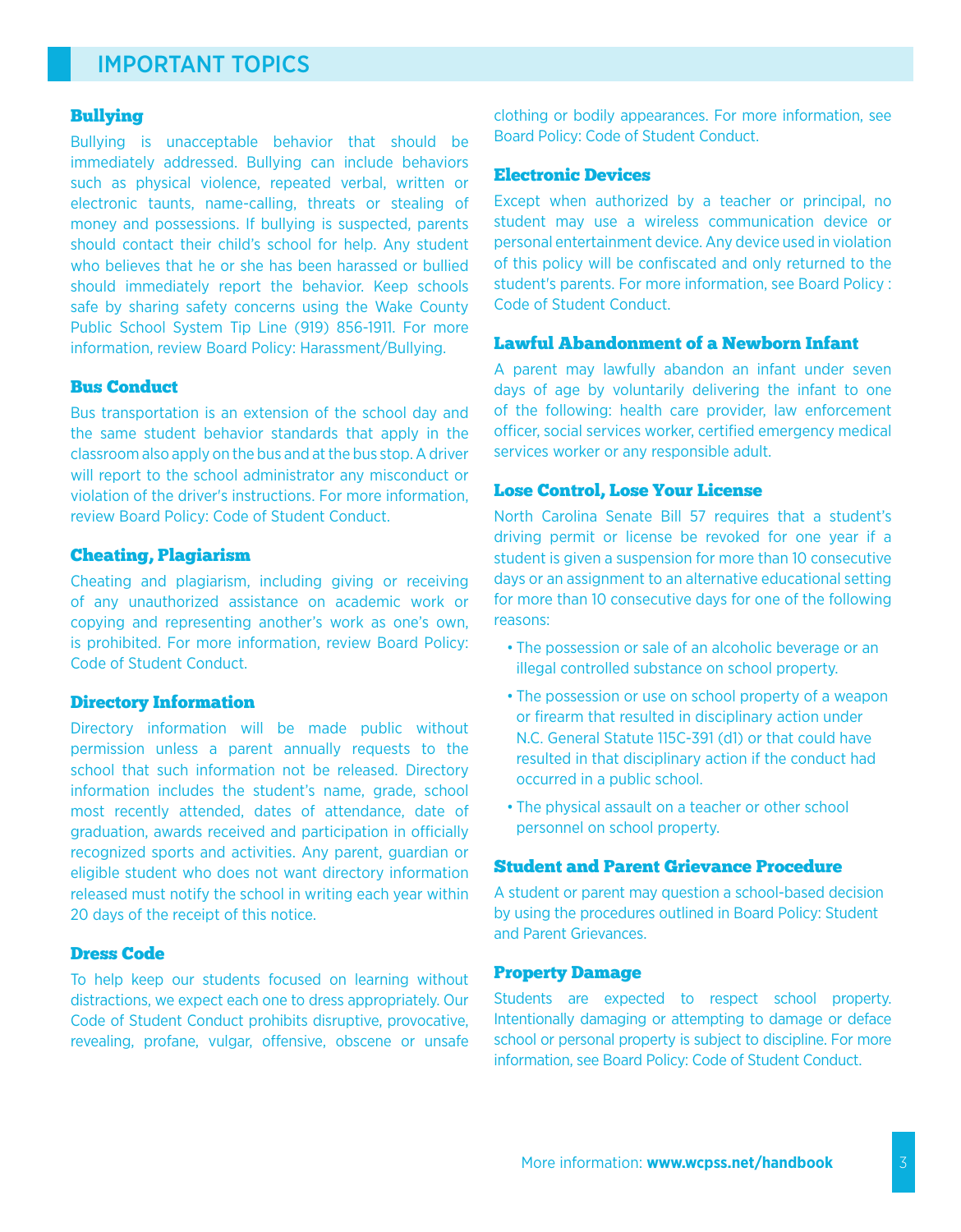# IMPORTANT TOPICS

### Bullying

Bullying is unacceptable behavior that should be immediately addressed. Bullying can include behaviors such as physical violence, repeated verbal, written or electronic taunts, name-calling, threats or stealing of money and possessions. If bullying is suspected, parents should contact their child's school for help. Any student who believes that he or she has been harassed or bullied should immediately report the behavior. Keep schools safe by sharing safety concerns using the Wake County Public School System Tip Line (919) 856-1911. For more information, review Board Policy: Harassment/Bullying.

### Bus Conduct

Bus transportation is an extension of the school day and the same student behavior standards that apply in the classroom also apply on the bus and at the bus stop. A driver will report to the school administrator any misconduct or violation of the driver's instructions. For more information, review Board Policy: Code of Student Conduct.

### Cheating, Plagiarism

Cheating and plagiarism, including giving or receiving of any unauthorized assistance on academic work or copying and representing another's work as one's own, is prohibited. For more information, review Board Policy: Code of Student Conduct.

### Directory Information

Directory information will be made public without permission unless a parent annually requests to the school that such information not be released. Directory information includes the student's name, grade, school most recently attended, dates of attendance, date of graduation, awards received and participation in officially recognized sports and activities. Any parent, guardian or eligible student who does not want directory information released must notify the school in writing each year within 20 days of the receipt of this notice.

### Dress Code

To help keep our students focused on learning without distractions, we expect each one to dress appropriately. Our Code of Student Conduct prohibits disruptive, provocative, revealing, profane, vulgar, offensive, obscene or unsafe clothing or bodily appearances. For more information, see Board Policy: Code of Student Conduct.

### Electronic Devices

Except when authorized by a teacher or principal, no student may use a wireless communication device or personal entertainment device. Any device used in violation of this policy will be confiscated and only returned to the student's parents. For more information, see Board Policy : Code of Student Conduct.

### Lawful Abandonment of a Newborn Infant

A parent may lawfully abandon an infant under seven days of age by voluntarily delivering the infant to one of the following: health care provider, law enforcement officer, social services worker, certified emergency medical services worker or any responsible adult.

### Lose Control, Lose Your License

North Carolina Senate Bill 57 requires that a student's driving permit or license be revoked for one year if a student is given a suspension for more than 10 consecutive days or an assignment to an alternative educational setting for more than 10 consecutive days for one of the following reasons:

- The possession or sale of an alcoholic beverage or an illegal controlled substance on school property.
- The possession or use on school property of a weapon or firearm that resulted in disciplinary action under N.C. General Statute 115C-391 (d1) or that could have resulted in that disciplinary action if the conduct had occurred in a public school.
- The physical assault on a teacher or other school personnel on school property.

### Student and Parent Grievance Procedure

A student or parent may question a school-based decision by using the procedures outlined in Board Policy: Student and Parent Grievances.

### Property Damage

Students are expected to respect school property. Intentionally damaging or attempting to damage or deface school or personal property is subject to discipline. For more information, see Board Policy: Code of Student Conduct.

More information: **www.wcpss.net/handbook**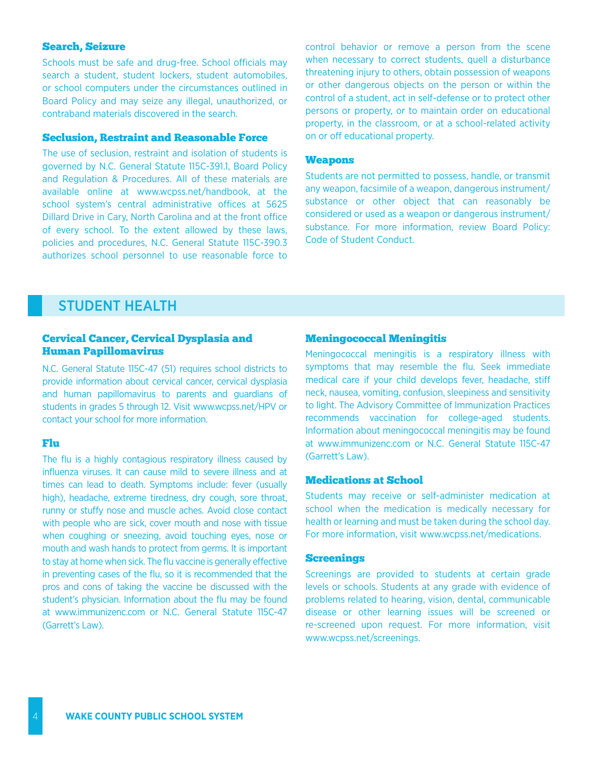### Search, Seizure

Schools must be safe and drug-free. School officials may search a student, student lockers, student automobiles, or school computers under the circumstances outlined in Board Policy and may seize any illegal, unauthorized, or contraband materials discovered in the search.

### Seclusion, Restraint and Reasonable Force

The use of seclusion, restraint and isolation of students is governed by N.C. General Statute 115C-391.1, Board Policy and Regulation & Procedures. All of these materials are available online at www.wcpss.net/handbook, at the school system's central administrative offices at 5625 Dillard Drive in Cary, North Carolina and at the front office of every school. To the extent allowed by these laws, policies and procedures, N.C. General Statute 115C-390.3 authorizes school personnel to use reasonable force to control behavior or remove a person from the scene when necessary to correct students, quell a disturbance threatening injury to others, obtain possession of weapons or other dangerous objects on the person or within the control of a student, act in self-defense or to protect other persons or property, or to maintain order on educational property, in the classroom, or at a school-related activity on or off educational property.

### Weapons

Students are not permitted to possess, handle, or transmit any weapon, facsimile of a weapon, dangerous instrument/substance or other object that can reasonably be considered or used as a weapon or dangerous instrument/substance. For more information, review Board Policy: Code of Student Conduct.

## STUDENT HEALTH

### Cervical Cancer, Cervical Dysplasia and Human Papillomavirus

N.C. General Statute 115C-47 (51) requires school districts to provide information about cervical cancer, cervical dysplasia and human papillomavirus to parents and guardians of students in grades 5 through 12. Visit www.wcpss.net/HPV or contact your school for more information.

### Flu

The flu is a highly contagious respiratory illness caused by influenza viruses. It can cause mild to severe illness and at times can lead to death. Symptoms include: fever (usually high), headache, extreme tiredness, dry cough, sore throat, runny or stuffy nose and muscle aches. Avoid close contact with people who are sick, cover mouth and nose with tissue when coughing or sneezing, avoid touching eyes, nose or mouth and wash hands to protect from germs. It is important to stay at home when sick. The flu vaccine is generally effective in preventing cases of the flu, so it is recommended that the pros and cons of taking the vaccine be discussed with the student's physician. Information about the flu may be found at www.immunizenc.com or N.C. General Statute 115C-47 (Garrett's Law).

### Meningococcal Meningitis

Meningococcal meningitis is a respiratory illness with symptoms that may resemble the flu. Seek immediate medical care if your child develops fever, headache, stiff neck, nausea, vomiting, confusion, sleepiness and sensitivity to light. The Advisory Committee of Immunization Practices recommends vaccination for college-aged students. Information about meningococcal meningitis may be found at www.immunizenc.com or N.C. General Statute 115C-47 (Garrett's Law).

### Medications at School

Students may receive or self-administer medication at school when the medication is medically necessary for health or learning and must be taken during the school day. For more information, visit www.wcpss.net/medications.

### Screenings

Screenings are provided to students at certain grade levels or schools. Students at any grade with evidence of problems related to hearing, vision, dental, communicable disease or other learning issues will be screened or re-screened upon request. For more information, visit www.wcpss.net/screenings.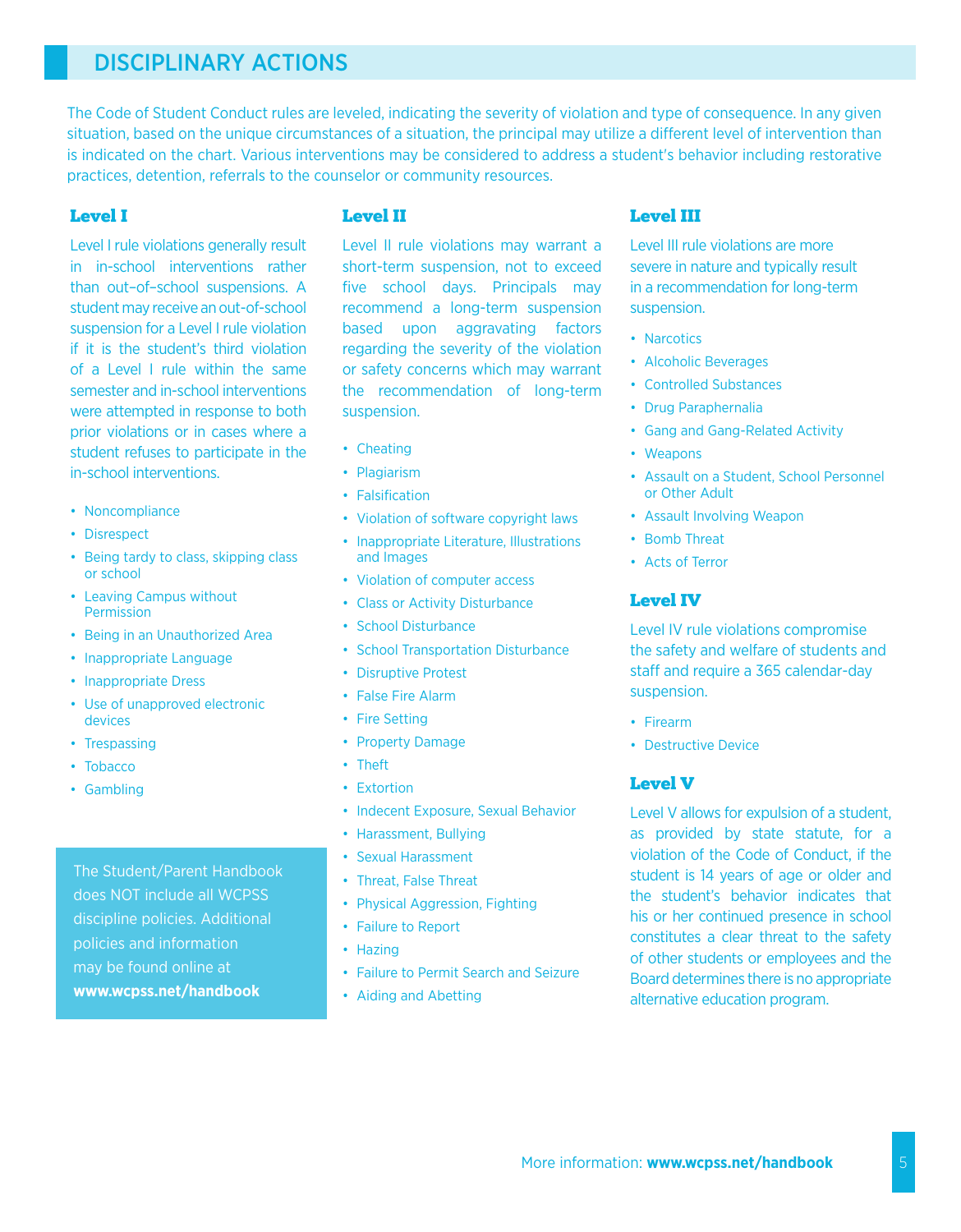# DISCIPLINARY ACTIONS

The Code of Student Conduct rules are leveled, indicating the severity of violation and type of consequence. In any given situation, based on the unique circumstances of a situation, the principal may utilize a different level of intervention than is indicated on the chart. Various interventions may be considered to address a student's behavior including restorative practices, detention, referrals to the counselor or community resources.

## Level I

Level I rule violations generally result in in-school interventions rather than out–of–school suspensions. A student may receive an out-of-school suspension for a Level I rule violation if it is the student's third violation of a Level I rule within the same semester and in-school interventions were attempted in response to both prior violations or in cases where a student refuses to participate in the in-school interventions.

- Noncompliance
- Disrespect
- Being tardy to class, skipping class or school
- Leaving Campus without Permission
- Being in an Unauthorized Area
- Inappropriate Language
- Inappropriate Dress
- Use of unapproved electronic devices
- Trespassing
- Tobacco
- Gambling

The Student/Parent Handbook does NOT include all WCPSS discipline policies. Additional policies and information may be found online at **www.wcpss.net/handbook**

## Level II

Level II rule violations may warrant a short-term suspension, not to exceed five school days. Principals may recommend a long-term suspension based upon aggravating factors regarding the severity of the violation or safety concerns which may warrant the recommendation of long-term suspension.

- Cheating
- Plagiarism
- Falsification
- Violation of software copyright laws
- Inappropriate Literature, Illustrations and Images
- Violation of computer access
- Class or Activity Disturbance
- School Disturbance
- School Transportation Disturbance
- Disruptive Protest
- False Fire Alarm
- Fire Setting
- Property Damage
- Theft
- Extortion
- Indecent Exposure, Sexual Behavior
- Harassment, Bullying
- Sexual Harassment
- Threat, False Threat
- Physical Aggression, Fighting
- Failure to Report
- Hazing
- Failure to Permit Search and Seizure
- Aiding and Abetting

## Level III

Level III rule violations are more severe in nature and typically result in a recommendation for long-term suspension.

- Narcotics
- Alcoholic Beverages
- Controlled Substances
- Drug Paraphernalia
- Gang and Gang-Related Activity
- Weapons
- Assault on a Student, School Personnel or Other Adult
- Assault Involving Weapon
- Bomb Threat
- Acts of Terror

## Level IV

Level IV rule violations compromise the safety and welfare of students and staff and require a 365 calendar-day suspension.

- Firearm
- Destructive Device

## Level V

Level V allows for expulsion of a student, as provided by state statute, for a violation of the Code of Conduct, if the student is 14 years of age or older and the student's behavior indicates that his or her continued presence in school constitutes a clear threat to the safety of other students or employees and the Board determines there is no appropriate alternative education program.

More information: **www.wcpss.net/handbook**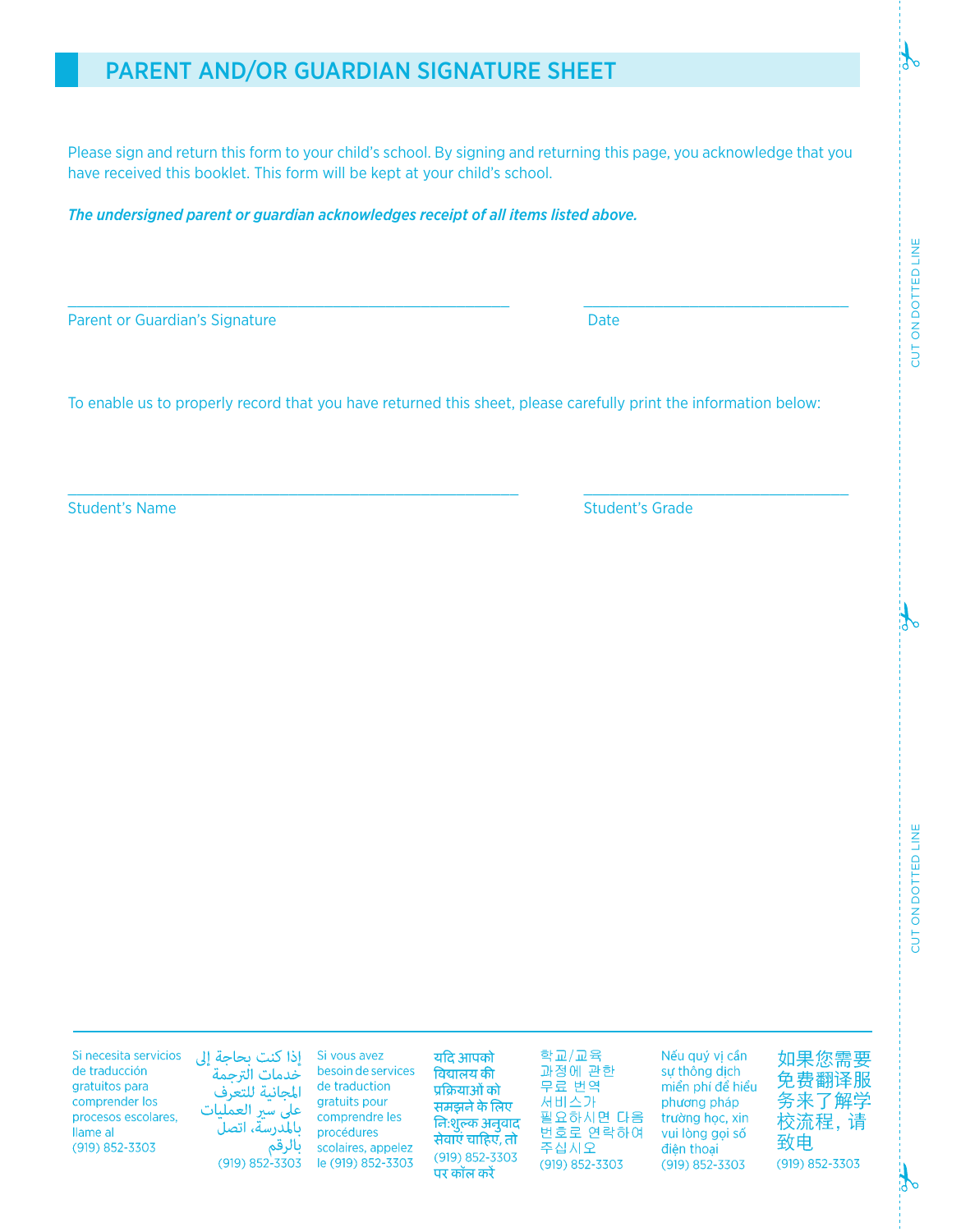## PARENT AND/OR GUARDIAN SIGNATURE SHEET

Please sign and return this form to your child's school. By signing and returning this page, you acknowledge that you have received this booklet. This form will be kept at your child's school.

***The undersigned parent or guardian acknowledges receipt of all items listed above.***

\_\_\_\_\_\_\_\_\_\_\_\_\_\_\_\_\_\_\_\_\_\_\_\_\_\_\_\_\_\_\_\_\_\_\_\_\_\_\_\_\_\_\_\_\_\_\_\_ \_\_\_\_\_\_\_\_\_\_\_\_\_\_\_\_\_\_\_\_\_\_\_\_\_\_\_\_\_\_

Parent or Guardian's Signature Date

To enable us to properly record that you have returned this sheet, please carefully print the information below:

\_\_\_\_\_\_\_\_\_\_\_\_\_\_\_\_\_\_\_\_\_\_\_\_\_\_\_\_\_\_\_\_\_\_\_\_\_\_\_\_\_\_\_\_\_\_\_\_ \_\_\_\_\_\_\_\_\_\_\_\_\_\_\_\_\_\_\_\_\_\_\_\_\_\_\_\_\_\_

Student's Name Student's Grade

CUT ON DOTTED LINE

CUT ON DOTTED LINE

Si necesita servicios de traducción gratuitos para comprender los procesos escolares, llame al (919) 852-3303

إذا كنت بحاجة إلى خدمات الترجمة المجانية للتعرف على سير العمليات بالمدرسة، اتصل بالرقم (919) 852-3303

Si vous avez besoin de services de traduction gratuits pour comprendre les procédures scolaires, appelez le (919) 852-3303

यदि आपको विद्यालय की प्रक्रियाओं को समझने के लिए नि:शुल्क अनुवाद सेवाएं चाहिए, तो (919) 852-3303 पर कॉल करें

학교/교육 과정에 관한 무료 번역 서비스가 필요하시면 다음 번호로 연락하여 주십시오 (919) 852-3303

Nếu quý vị cần sự thông dịch miễn phí để hiểu phương pháp trường học, xin vui lòng gọi số điện thoại (919) 852-3303

如果您需要免费翻译服务来了解学校流程，请致电 (919) 852-3303